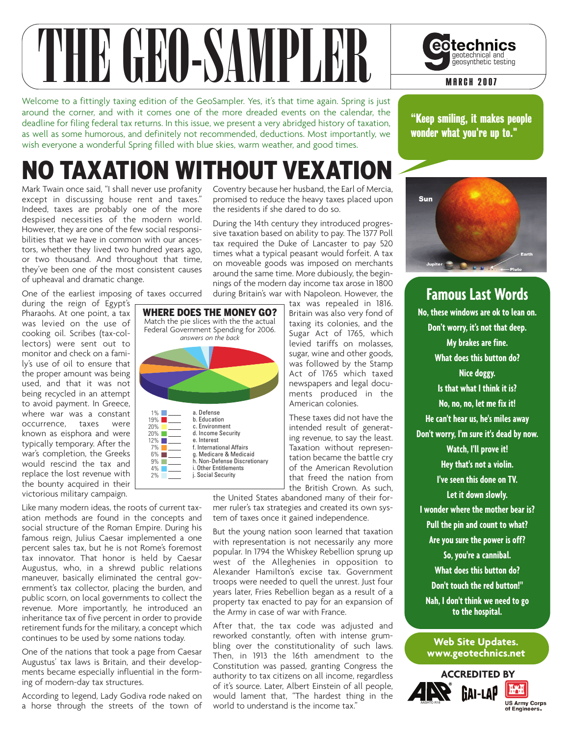# THE GEO-SAMPLER

geotechnics — geotechnical and geosynthetic testing

MARCH 2007

Welcome to a fittingly taxing edition of the GeoSampler. Yes, it's that time again. Spring is just around the corner, and with it comes one of the more dreaded events on the calendar, the deadline for filing federal tax returns. In this issue, we present a very abridged history of taxation, as well as some humorous, and definitely not recommended, deductions. Most importantly, we wish everyone a wonderful Spring filled with blue skies, warm weather, and good times.

"Keep smiling, it makes people wonder what you're up to."

# NO TAXATION WITHOUT VEXATION

Mark Twain once said, "I shall never use profanity except in discussing house rent and taxes." Indeed, taxes are probably one of the more despised necessities of the modern world. However, they are one of the few social responsibilities that we have in common with our ancestors, whether they lived two hundred years ago, or two thousand. And throughout that time, they've been one of the most consistent causes of upheaval and dramatic change.

One of the earliest imposing of taxes occurred during the reign of Egypt's Pharaohs. At one point, a tax was levied on the use of cooking oil. Scribes (tax-collectors) were sent out to monitor and check on a family's use of oil to ensure that the proper amount was being used, and that it was not being recycled in an attempt to avoid payment. In Greece, where war was a constant occurrence, taxes were known as eisphora and were typically temporary. After the war's completion, the Greeks would rescind the tax and replace the lost revenue with the bounty acquired in their victorious military campaign.

Like many modern ideas, the roots of current taxation methods are found in the concepts and social structure of the Roman Empire. During his famous reign, Julius Caesar implemented a one percent sales tax, but he is not Rome's foremost tax innovator. That honor is held by Caesar Augustus, who, in a shrewd public relations maneuver, basically eliminated the central government's tax collector, placing the burden, and public scorn, on local governments to collect the revenue. More importantly, he introduced an inheritance tax of five percent in order to provide retirement funds for the military, a concept which continues to be used by some nations today.

One of the nations that took a page from Caesar Augustus' tax laws is Britain, and their developments became especially influential in the forming of modern-day tax structures.

According to legend, Lady Godiva rode naked on a horse through the streets of the town of Coventry because her husband, the Earl of Mercia, promised to reduce the heavy taxes placed upon the residents if she dared to do so.

During the 14th century they introduced progressive taxation based on ability to pay. The 1377 Poll tax required the Duke of Lancaster to pay 520 times what a typical peasant would forfeit. A tax on moveable goods was imposed on merchants around the same time. More dubiously, the beginnings of the modern day income tax arose in 1800 during Britain's war with Napoleon. However, the tax was repealed in 1816. Britain was also very fond of taxing its colonies, and the Sugar Act of 1765, which levied tariffs on molasses, sugar, wine and other goods, was followed by the Stamp Act of 1765 which taxed newspapers and legal documents produced in the American colonies.

These taxes did not have the intended result of generating revenue, to say the least. Taxation without representation became the battle cry of the American Revolution that freed the nation from the British Crown. As such, the United States abandoned many of their former ruler's tax strategies and created its own system of taxes once it gained independence.

But the young nation soon learned that taxation with representation is not necessarily any more popular. In 1794 the Whiskey Rebellion sprung up west of the Alleghenies in opposition to Alexander Hamilton's excise tax. Government troops were needed to quell the unrest. Just four years later, Fries Rebellion began as a result of a property tax enacted to pay for an expansion of the Army in case of war with France.

After that, the tax code was adjusted and reworked constantly, often with intense grumbling over the constitutionality of such laws. Then, in 1913 the 16th amendment to the Constitution was passed, granting Congress the authority to tax citizens on all income, regardless of it's source. Later, Albert Einstein of all people, would lament that, "The hardest thing in the world to understand is the income tax."

### WHERE DOES THE MONEY GO?

Match the pie slices with the the actual Federal Government Spending for 2006.

*answers on the back*

| % | Color | Category |
|---|---|---|
| 1% | ___ | a. Defense |
| 19% | ___ | b. Education |
| 20% | ___ | c. Environment |
| 20% | ___ | d. Income Security |
| 12% | ___ | e. Interest |
| 7% | ___ | f. International Affairs |
| 6% | ___ | g. Medicare & Medicaid |
| 9% | ___ | h. Non-Defense Discretionary |
| 4% | ___ | i. Other Entitlements |
| 2% | ___ | j. Social Security |

Sun — Earth — Jupiter — Pluto

## Famous Last Words

No, these windows are ok to lean on.

Don't worry, it's not that deep.

My brakes are fine.

What does this button do?

Nice doggy.

Is that what I think it is?

No, no, no, let me fix it!

He can't hear us, he's miles away

Don't worry, I'm sure it's dead by now.

Watch, I'll prove it!

Hey that's not a violin.

I've seen this done on TV.

Let it down slowly.

I wonder where the mother bear is?

Pull the pin and count to what?

Are you sure the power is off?

So, you're a cannibal.

What does this button do?

Don't touch the red button!"

Nah, I don't think we need to go to the hospital.

**Web Site Updates.**
**www.geotechnics.net**

**ACCREDITED BY**

AASHTO R18 — GAI-LAP — US Army Corps of Engineers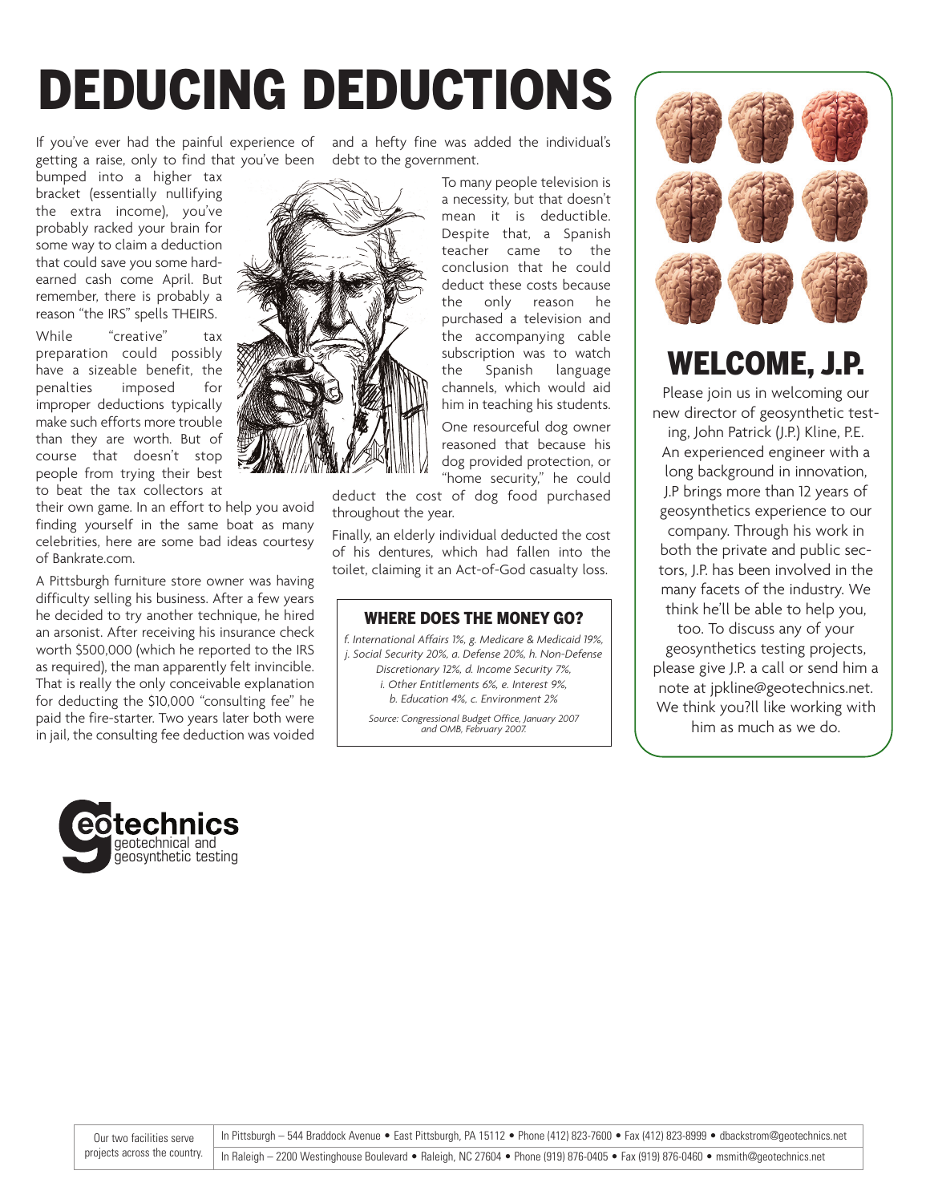# DEDUCING DEDUCTIONS

If you've ever had the painful experience of getting a raise, only to find that you've been bumped into a higher tax bracket (essentially nullifying the extra income), you've probably racked your brain for some way to claim a deduction that could save you some hard-earned cash come April. But remember, there is probably a reason "the IRS" spells THEIRS.

While "creative" tax preparation could possibly have a sizeable benefit, the penalties imposed for improper deductions typically make such efforts more trouble than they are worth. But of course that doesn't stop people from trying their best to beat the tax collectors at their own game. In an effort to help you avoid finding yourself in the same boat as many celebrities, here are some bad ideas courtesy of Bankrate.com.

A Pittsburgh furniture store owner was having difficulty selling his business. After a few years he decided to try another technique, he hired an arsonist. After receiving his insurance check worth $500,000 (which he reported to the IRS as required), the man apparently felt invincible. That is really the only conceivable explanation for deducting the $10,000 "consulting fee" he paid the fire-starter. Two years later both were in jail, the consulting fee deduction was voided and a hefty fine was added the individual's debt to the government.

To many people television is a necessity, but that doesn't mean it is deductible. Despite that, a Spanish teacher came to the conclusion that he could deduct these costs because the only reason he purchased a television and the accompanying cable subscription was to watch the Spanish language channels, which would aid him in teaching his students.

One resourceful dog owner reasoned that because his dog provided protection, or "home security," he could deduct the cost of dog food purchased throughout the year.

Finally, an elderly individual deducted the cost of his dentures, which had fallen into the toilet, claiming it an Act-of-God casualty loss.

## WHERE DOES THE MONEY GO?

*f. International Affairs 1%, g. Medicare & Medicaid 19%, j. Social Security 20%, a. Defense 20%, h. Non-Defense Discretionary 12%, d. Income Security 7%, i. Other Entitlements 6%, e. Interest 9%, b. Education 4%, c. Environment 2%*

*Source: Congressional Budget Office, January 2007 and OMB, February 2007.*

## WELCOME, J.P.

Please join us in welcoming our new director of geosynthetic testing, John Patrick (J.P.) Kline, P.E. An experienced engineer with a long background in innovation, J.P brings more than 12 years of geosynthetics experience to our company. Through his work in both the private and public sectors, J.P. has been involved in the many facets of the industry. We think he'll be able to help you, too. To discuss any of your geosynthetics testing projects, please give J.P. a call or send him a note at jpkline@geotechnics.net. We think you?ll like working with him as much as we do.

geotechnics
geotechnical and geosynthetic testing

| | |
|---|---|
| Our two facilities serve projects across the country. | In Pittsburgh – 544 Braddock Avenue • East Pittsburgh, PA 15112 • Phone (412) 823-7600 • Fax (412) 823-8999 • dbackstrom@geotechnics.net |
| | In Raleigh – 2200 Westinghouse Boulevard • Raleigh, NC 27604 • Phone (919) 876-0405 • Fax (919) 876-0460 • msmith@geotechnics.net |